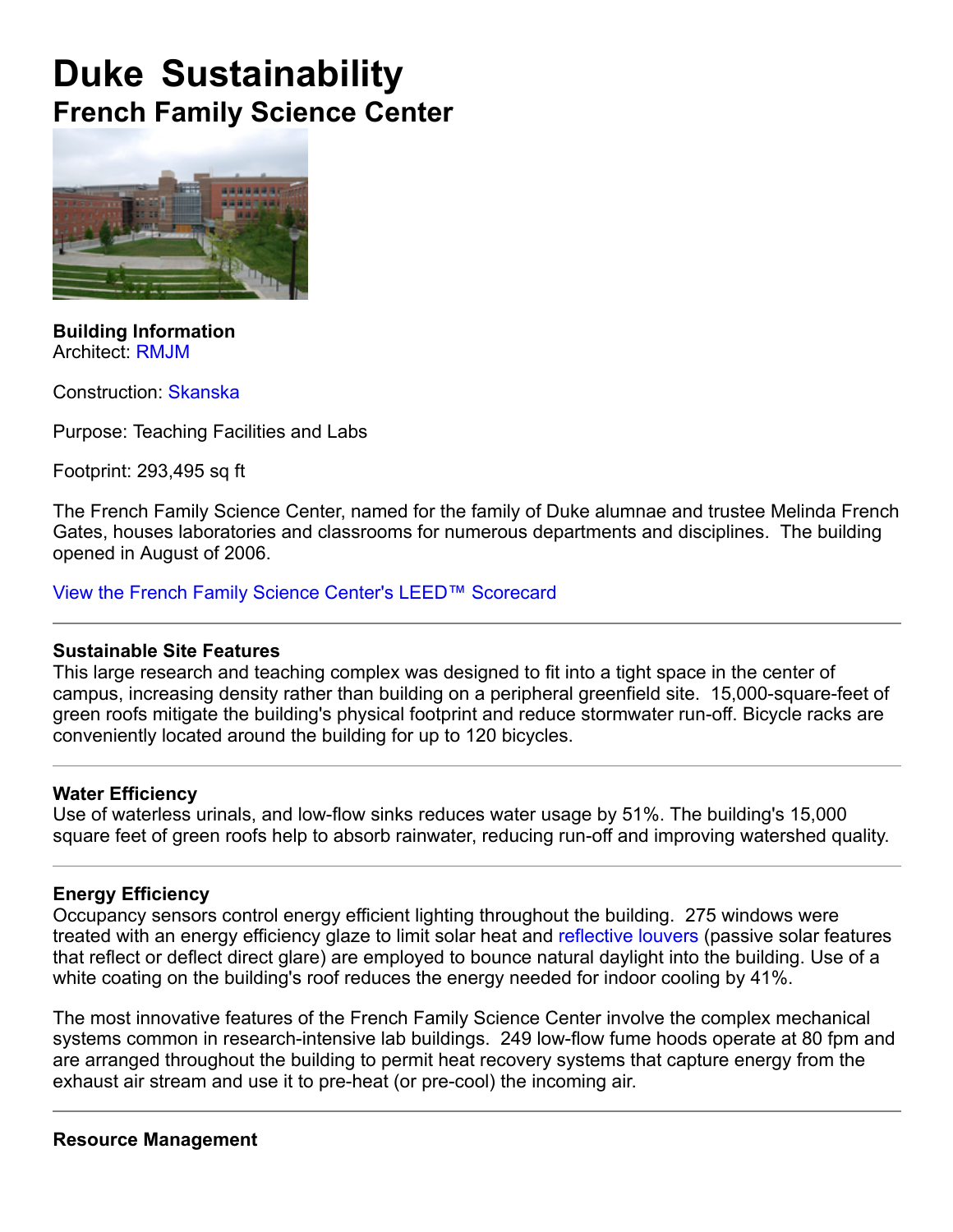# Duke Sustainability

## French Family Science Center

**Building Information**
Architect: RMJM

Construction: Skanska

Purpose: Teaching Facilities and Labs

Footprint: 293,495 sq ft

The French Family Science Center, named for the family of Duke alumnae and trustee Melinda French Gates, houses laboratories and classrooms for numerous departments and disciplines. The building opened in August of 2006.

View the French Family Science Center's LEED™ Scorecard

---

**Sustainable Site Features**
This large research and teaching complex was designed to fit into a tight space in the center of campus, increasing density rather than building on a peripheral greenfield site. 15,000-square-feet of green roofs mitigate the building's physical footprint and reduce stormwater run-off. Bicycle racks are conveniently located around the building for up to 120 bicycles.

---

**Water Efficiency**
Use of waterless urinals, and low-flow sinks reduces water usage by 51%. The building's 15,000 square feet of green roofs help to absorb rainwater, reducing run-off and improving watershed quality.

---

**Energy Efficiency**
Occupancy sensors control energy efficient lighting throughout the building. 275 windows were treated with an energy efficiency glaze to limit solar heat and reflective louvers (passive solar features that reflect or deflect direct glare) are employed to bounce natural daylight into the building. Use of a white coating on the building's roof reduces the energy needed for indoor cooling by 41%.

The most innovative features of the French Family Science Center involve the complex mechanical systems common in research-intensive lab buildings. 249 low-flow fume hoods operate at 80 fpm and are arranged throughout the building to permit heat recovery systems that capture energy from the exhaust air stream and use it to pre-heat (or pre-cool) the incoming air.

---

**Resource Management**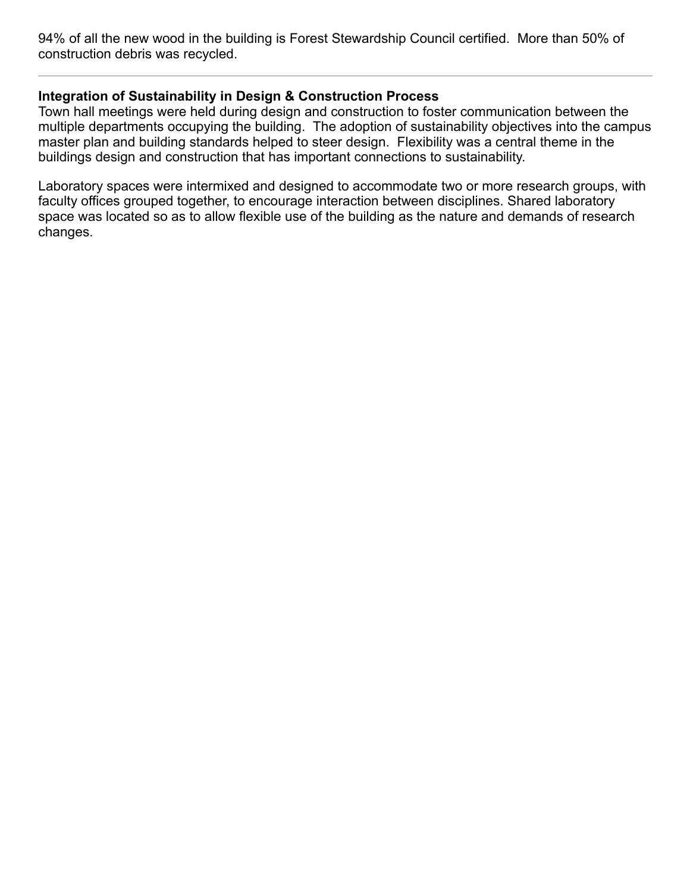94% of all the new wood in the building is Forest Stewardship Council certified.  More than 50% of construction debris was recycled.

---

**Integration of Sustainability in Design & Construction Process**

Town hall meetings were held during design and construction to foster communication between the multiple departments occupying the building.  The adoption of sustainability objectives into the campus master plan and building standards helped to steer design.  Flexibility was a central theme in the buildings design and construction that has important connections to sustainability.

Laboratory spaces were intermixed and designed to accommodate two or more research groups, with faculty offices grouped together, to encourage interaction between disciplines. Shared laboratory space was located so as to allow flexible use of the building as the nature and demands of research changes.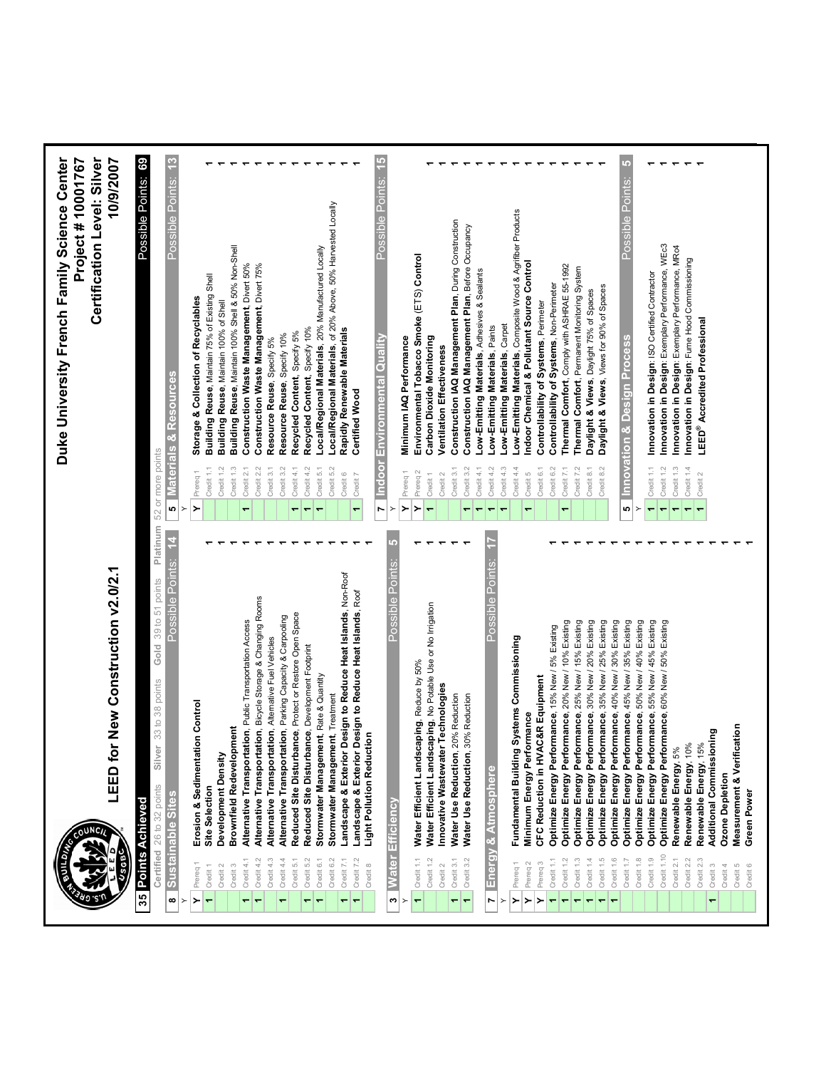# LEED for New Construction v2.0/2.1

## Duke University French Family Science Center

**Project # 10001767**

**Certification Level: Silver**

**10/9/2007**

**35 Points Achieved** — Possible Points: **69**

Certified 26 to 32 points | Silver 33 to 38 points | Gold 39 to 51 points | Platinum 52 or more points

### 8 Sustainable Sites — Possible Points: 14

| Y | Credit | Description | Possible |
|---|---|---|---|
| Y | Prereq 1 | **Erosion & Sedimentation Control** | |
| 1 | Credit 1 | **Site Selection** | 1 |
| | Credit 2 | **Development Density** | 1 |
| | Credit 3 | **Brownfield Redevelopment** | 1 |
| 1 | Credit 4.1 | **Alternative Transportation**, Public Transportation Access | 1 |
| 1 | Credit 4.2 | **Alternative Transportation**, Bicycle Storage & Changing Rooms | 1 |
| | Credit 4.3 | **Alternative Transportation**, Alternative Fuel Vehicles | 1 |
| 1 | Credit 4.4 | **Alternative Transportation**, Parking Capacity & Carpooling | 1 |
| | Credit 5.1 | **Reduced Site Disturbance**, Protect or Restore Open Space | 1 |
| 1 | Credit 5.2 | **Reduced Site Disturbance**, Development Footprint | 1 |
| 1 | Credit 6.1 | **Stormwater Management**, Rate & Quantity | 1 |
| | Credit 6.2 | **Stormwater Management**, Treatment | 1 |
| 1 | Credit 7.1 | **Landscape & Exterior Design to Reduce Heat Islands**, Non-Roof | 1 |
| 1 | Credit 7.2 | **Landscape & Exterior Design to Reduce Heat Islands**, Roof | 1 |
| | Credit 8 | **Light Pollution Reduction** | 1 |

### 3 Water Efficiency — Possible Points: 5

| Y | Credit | Description | Possible |
|---|---|---|---|
| 1 | Credit 1.1 | **Water Efficient Landscaping**, Reduce by 50% | 1 |
| | Credit 1.2 | **Water Efficient Landscaping**, No Potable Use or No Irrigation | 1 |
| | Credit 2 | **Innovative Wastewater Technologies** | 1 |
| 1 | Credit 3.1 | **Water Use Reduction**, 20% Reduction | 1 |
| 1 | Credit 3.2 | **Water Use Reduction**, 30% Reduction | 1 |

### 7 Energy & Atmosphere — Possible Points: 17

| Y | Credit | Description | Possible |
|---|---|---|---|
| Y | Prereq 1 | **Fundamental Building Systems Commissioning** | |
| Y | Prereq 2 | **Minimum Energy Performance** | |
| Y | Prereq 3 | **CFC Reduction in HVAC&R Equipment** | |
| 1 | Credit 1.1 | **Optimize Energy Performance**, 15% New / 5% Existing | 1 |
| 1 | Credit 1.2 | **Optimize Energy Performance**, 20% New / 10% Existing | 1 |
| 1 | Credit 1.3 | **Optimize Energy Performance**, 25% New / 15% Existing | 1 |
| 1 | Credit 1.4 | **Optimize Energy Performance**, 30% New / 20% Existing | 1 |
| 1 | Credit 1.5 | **Optimize Energy Performance**, 35% New / 25% Existing | 1 |
| 1 | Credit 1.6 | **Optimize Energy Performance**, 40% New / 30% Existing | 1 |
| | Credit 1.7 | **Optimize Energy Performance**, 45% New / 35% Existing | 1 |
| | Credit 1.8 | **Optimize Energy Performance**, 50% New / 40% Existing | 1 |
| | Credit 1.9 | **Optimize Energy Performance**, 55% New / 45% Existing | 1 |
| | Credit 1.10 | **Optimize Energy Performance**, 60% New / 50% Existing | 1 |
| | Credit 2.1 | **Renewable Energy**, 5% | 1 |
| | Credit 2.2 | **Renewable Energy**, 10% | 1 |
| | Credit 2.3 | **Renewable Energy**, 15% | 1 |
| 1 | Credit 3 | **Additional Commissioning** | 1 |
| | Credit 4 | **Ozone Depletion** | 1 |
| | Credit 5 | **Measurement & Verification** | 1 |
| | Credit 6 | **Green Power** | 1 |

### 5 Materials & Resources — Possible Points: 13

| Y | Credit | Description | Possible |
|---|---|---|---|
| Y | Prereq 1 | **Storage & Collection of Recyclables** | |
| | Credit 1.1 | **Building Reuse**, Maintain 75% of Existing Shell | 1 |
| | Credit 1.2 | **Building Reuse**, Maintain 100% of Shell | 1 |
| | Credit 1.3 | **Building Reuse**, Maintain 100% Shell & 50% Non-Shell | 1 |
| 1 | Credit 2.1 | **Construction Waste Management**, Divert 50% | 1 |
| | Credit 2.2 | **Construction Waste Management**, Divert 75% | 1 |
| | Credit 3.1 | **Resource Reuse**, Specify 5% | 1 |
| | Credit 3.2 | **Resource Reuse**, Specify 10% | 1 |
| 1 | Credit 4.1 | **Recycled Content**, Specify 5% | 1 |
| 1 | Credit 4.2 | **Recycled Content**, Specify 10% | 1 |
| 1 | Credit 5.1 | **Local/Regional Materials**, 20% Manufactured Locally | 1 |
| | Credit 5.2 | **Local/Regional Materials**, of 20% Above, 50% Harvested Locally | 1 |
| | Credit 6 | **Rapidly Renewable Materials** | 1 |
| 1 | Credit 7 | **Certified Wood** | 1 |

### 7 Indoor Environmental Quality — Possible Points: 15

| Y | Credit | Description | Possible |
|---|---|---|---|
| Y | Prereq 1 | **Minimum IAQ Performance** | |
| Y | Prereq 2 | **Environmental Tobacco Smoke (ETS) Control** | |
| 1 | Credit 1 | **Carbon Dioxide Monitoring** | 1 |
| | Credit 2 | **Ventilation Effectiveness** | 1 |
| | Credit 3.1 | **Construction IAQ Management Plan**, During Construction | 1 |
| 1 | Credit 3.2 | **Construction IAQ Management Plan**, Before Occupancy | 1 |
| 1 | Credit 4.1 | **Low-Emitting Materials**, Adhesives & Sealants | 1 |
| 1 | Credit 4.2 | **Low-Emitting Materials**, Paints | 1 |
| 1 | Credit 4.3 | **Low-Emitting Materials**, Carpet | 1 |
| | Credit 4.4 | **Low-Emitting Materials**, Composite Wood & Agrifiber Products | 1 |
| 1 | Credit 5 | **Indoor Chemical & Pollutant Source Control** | 1 |
| | Credit 6.1 | **Controllability of Systems**, Perimeter | 1 |
| | Credit 6.2 | **Controllability of Systems**, Non-Perimeter | 1 |
| 1 | Credit 7.1 | **Thermal Comfort**, Comply with ASHRAE 55-1992 | 1 |
| | Credit 7.2 | **Thermal Comfort**, Permanent Monitoring System | 1 |
| | Credit 8.1 | **Daylight & Views**, Daylight 75% of Spaces | 1 |
| | Credit 8.2 | **Daylight & Views**, Views for 90% of Spaces | 1 |

### 5 Innovation & Design Process — Possible Points: 5

| Y | Credit | Description | Possible |
|---|---|---|---|
| 1 | Credit 1.1 | **Innovation in Design**: ISO Certified Contractor | 1 |
| 1 | Credit 1.2 | **Innovation in Design**: Exemplary Performance, WEc3 | 1 |
| 1 | Credit 1.3 | **Innovation in Design**: Exemplary Performance, MRc4 | 1 |
| 1 | Credit 1.4 | **Innovation in Design**: Fume Hood Commissioning | 1 |
| 1 | Credit 2 | **LEED® Accredited Professional** | 1 |